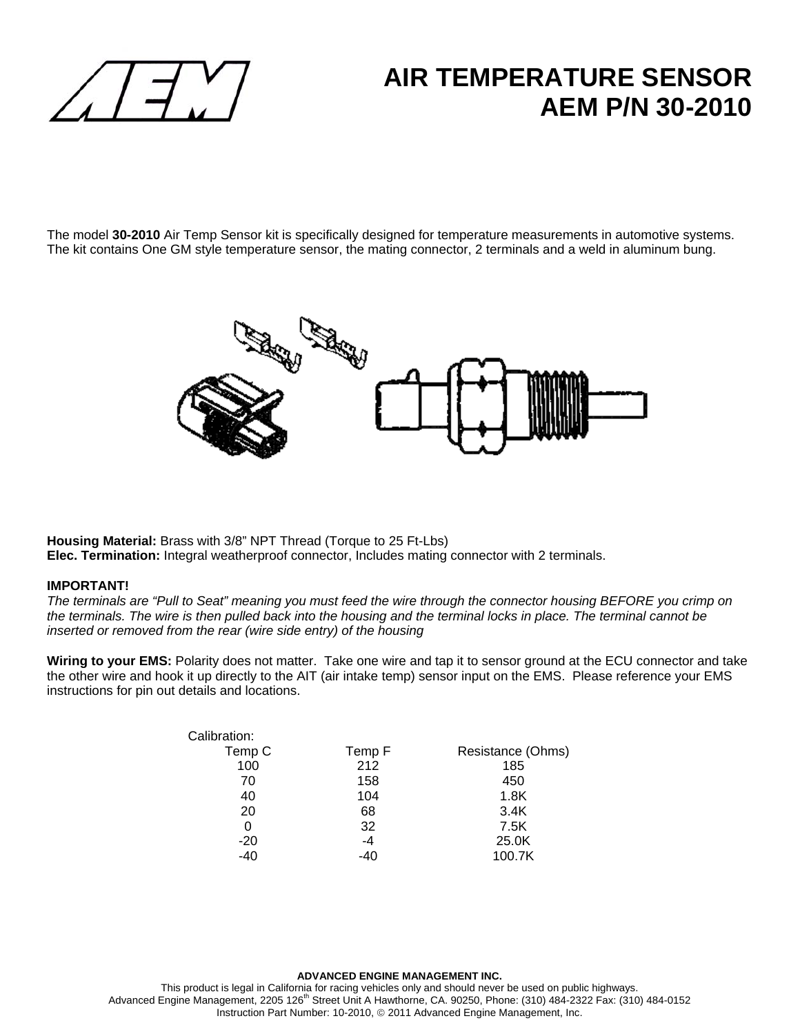# AIR TEMPERATURE SENSOR
# AEM P/N 30-2010

The model **30-2010** Air Temp Sensor kit is specifically designed for temperature measurements in automotive systems. The kit contains One GM style temperature sensor, the mating connector, 2 terminals and a weld in aluminum bung.

**Housing Material:** Brass with 3/8" NPT Thread (Torque to 25 Ft-Lbs)
**Elec. Termination:** Integral weatherproof connector, Includes mating connector with 2 terminals.

**IMPORTANT!**
*The terminals are "Pull to Seat" meaning you must feed the wire through the connector housing BEFORE you crimp on the terminals. The wire is then pulled back into the housing and the terminal locks in place. The terminal cannot be inserted or removed from the rear (wire side entry) of the housing*

**Wiring to your EMS:** Polarity does not matter. Take one wire and tap it to sensor ground at the ECU connector and take the other wire and hook it up directly to the AIT (air intake temp) sensor input on the EMS. Please reference your EMS instructions for pin out details and locations.

Calibration:

| Temp C | Temp F | Resistance (Ohms) |
|---|---|---|
| 100 | 212 | 185 |
| 70 | 158 | 450 |
| 40 | 104 | 1.8K |
| 20 | 68 | 3.4K |
| 0 | 32 | 7.5K |
| -20 | -4 | 25.0K |
| -40 | -40 | 100.7K |

**ADVANCED ENGINE MANAGEMENT INC.**
This product is legal in California for racing vehicles only and should never be used on public highways.
Advanced Engine Management, 2205 126th Street Unit A Hawthorne, CA. 90250, Phone: (310) 484-2322 Fax: (310) 484-0152
Instruction Part Number: 10-2010, © 2011 Advanced Engine Management, Inc.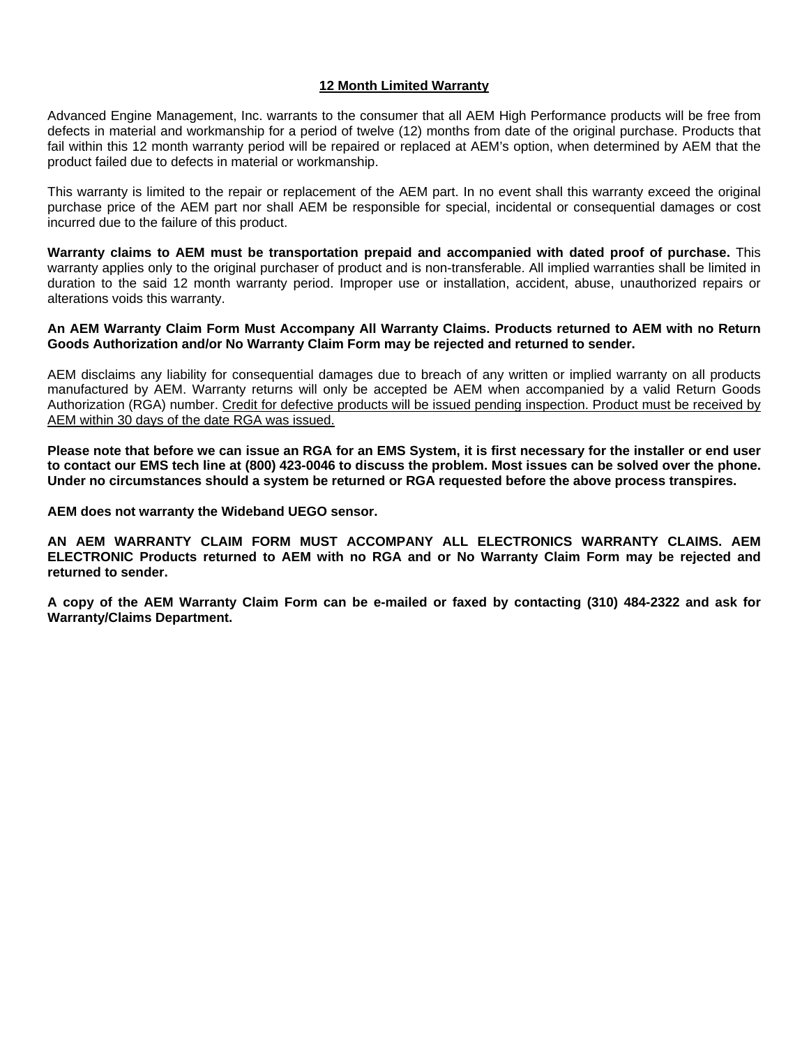## 12 Month Limited Warranty

Advanced Engine Management, Inc. warrants to the consumer that all AEM High Performance products will be free from defects in material and workmanship for a period of twelve (12) months from date of the original purchase. Products that fail within this 12 month warranty period will be repaired or replaced at AEM's option, when determined by AEM that the product failed due to defects in material or workmanship.

This warranty is limited to the repair or replacement of the AEM part. In no event shall this warranty exceed the original purchase price of the AEM part nor shall AEM be responsible for special, incidental or consequential damages or cost incurred due to the failure of this product.

**Warranty claims to AEM must be transportation prepaid and accompanied with dated proof of purchase.** This warranty applies only to the original purchaser of product and is non-transferable. All implied warranties shall be limited in duration to the said 12 month warranty period. Improper use or installation, accident, abuse, unauthorized repairs or alterations voids this warranty.

**An AEM Warranty Claim Form Must Accompany All Warranty Claims. Products returned to AEM with no Return Goods Authorization and/or No Warranty Claim Form may be rejected and returned to sender.**

AEM disclaims any liability for consequential damages due to breach of any written or implied warranty on all products manufactured by AEM. Warranty returns will only be accepted be AEM when accompanied by a valid Return Goods Authorization (RGA) number. Credit for defective products will be issued pending inspection. Product must be received by AEM within 30 days of the date RGA was issued.

**Please note that before we can issue an RGA for an EMS System, it is first necessary for the installer or end user to contact our EMS tech line at (800) 423-0046 to discuss the problem. Most issues can be solved over the phone. Under no circumstances should a system be returned or RGA requested before the above process transpires.**

**AEM does not warranty the Wideband UEGO sensor.**

**AN AEM WARRANTY CLAIM FORM MUST ACCOMPANY ALL ELECTRONICS WARRANTY CLAIMS. AEM ELECTRONIC Products returned to AEM with no RGA and or No Warranty Claim Form may be rejected and returned to sender.**

**A copy of the AEM Warranty Claim Form can be e-mailed or faxed by contacting (310) 484-2322 and ask for Warranty/Claims Department.**